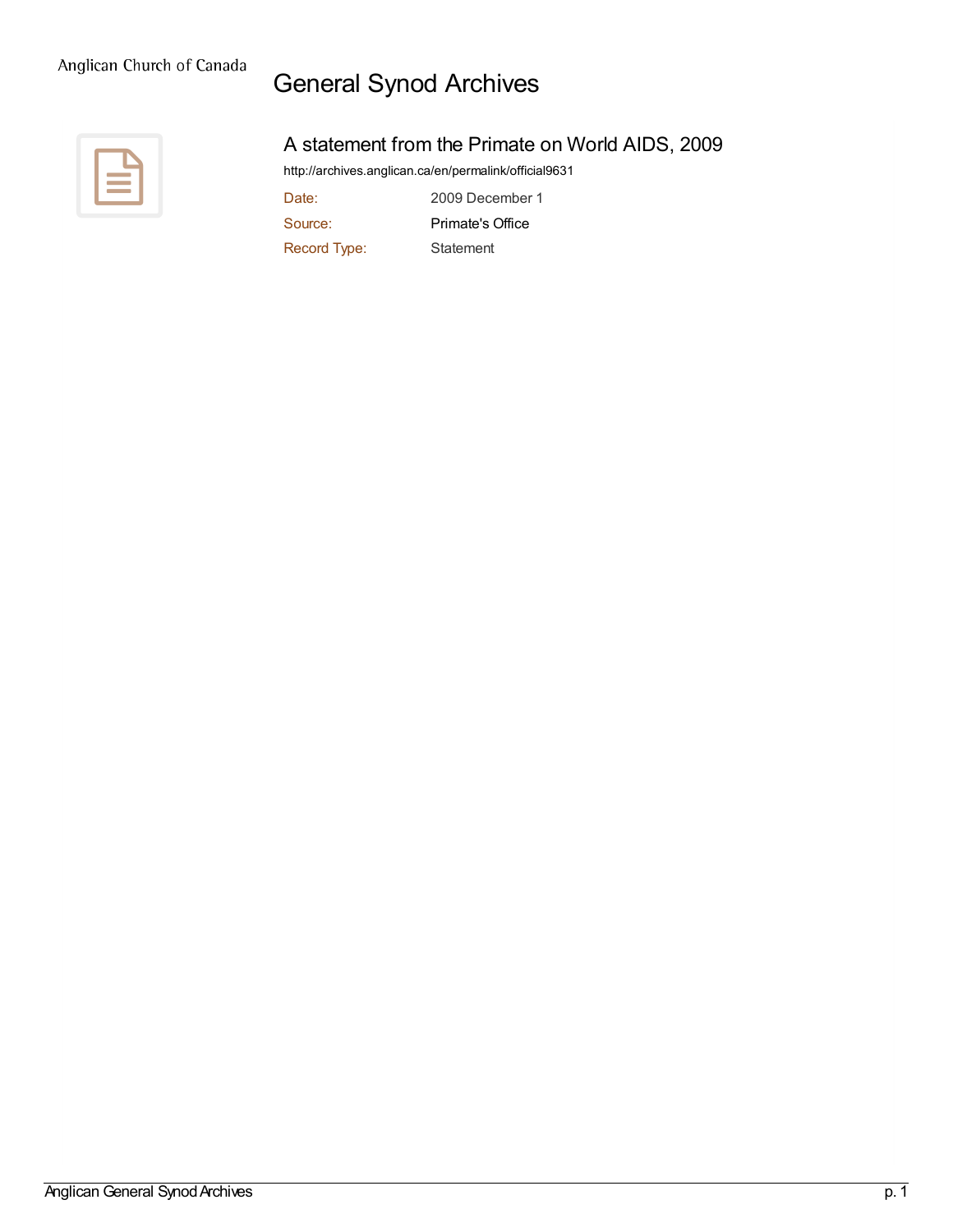Anglican Church of Canada

# General Synod Archives

## A statement from the Primate on World AIDS, 2009

http://archives.anglican.ca/en/permalink/official9631

| | |
|---|---|
| Date: | 2009 December 1 |
| Source: | Primate's Office |
| Record Type: | Statement |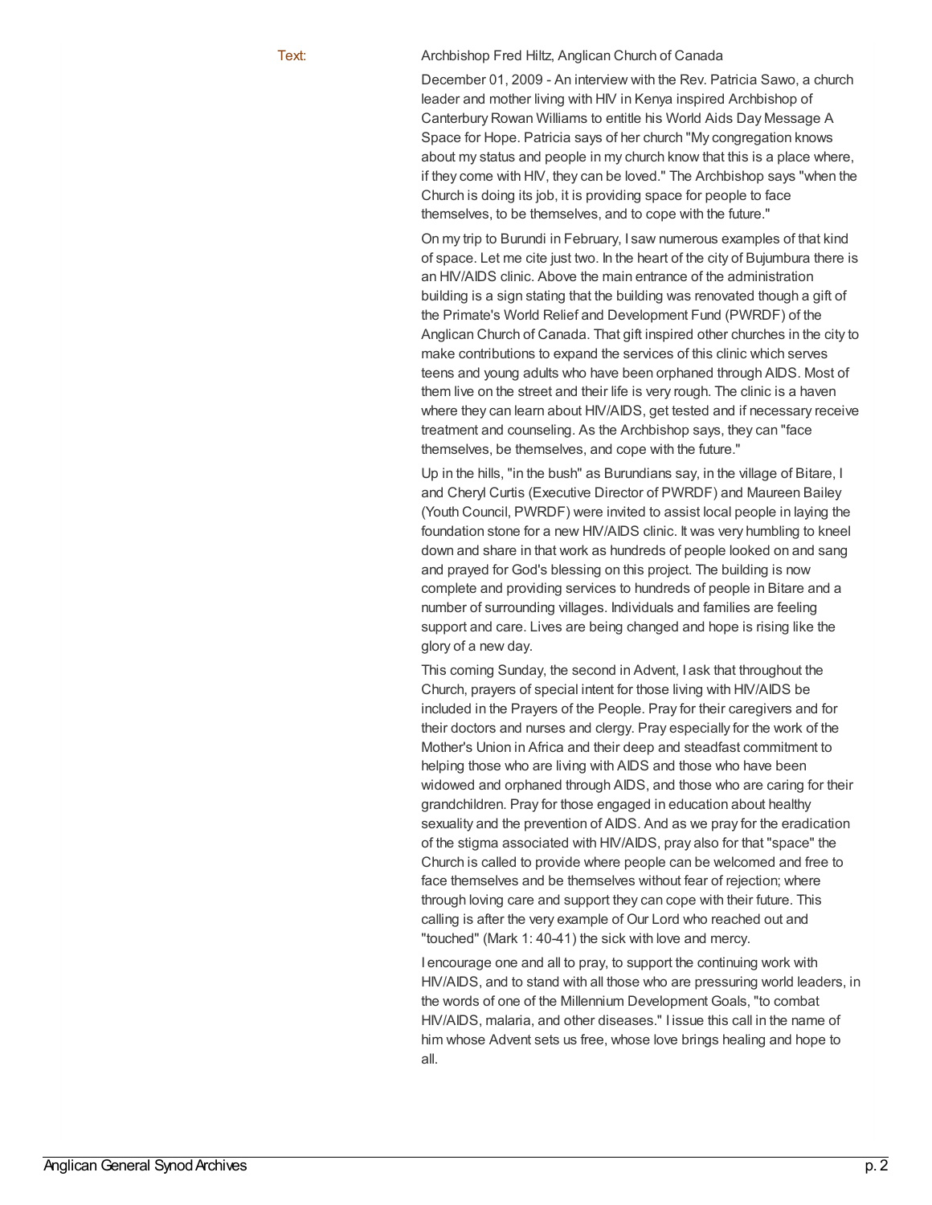Text: Archbishop Fred Hiltz, Anglican Church of Canada

December 01, 2009 - An interview with the Rev. Patricia Sawo, a church leader and mother living with HIV in Kenya inspired Archbishop of Canterbury Rowan Williams to entitle his World Aids Day Message A Space for Hope. Patricia says of her church "My congregation knows about my status and people in my church know that this is a place where, if they come with HIV, they can be loved." The Archbishop says "when the Church is doing its job, it is providing space for people to face themselves, to be themselves, and to cope with the future."

On my trip to Burundi in February, I saw numerous examples of that kind of space. Let me cite just two. In the heart of the city of Bujumbura there is an HIV/AIDS clinic. Above the main entrance of the administration building is a sign stating that the building was renovated though a gift of the Primate's World Relief and Development Fund (PWRDF) of the Anglican Church of Canada. That gift inspired other churches in the city to make contributions to expand the services of this clinic which serves teens and young adults who have been orphaned through AIDS. Most of them live on the street and their life is very rough. The clinic is a haven where they can learn about HIV/AIDS, get tested and if necessary receive treatment and counseling. As the Archbishop says, they can "face themselves, be themselves, and cope with the future."

Up in the hills, "in the bush" as Burundians say, in the village of Bitare, I and Cheryl Curtis (Executive Director of PWRDF) and Maureen Bailey (Youth Council, PWRDF) were invited to assist local people in laying the foundation stone for a new HIV/AIDS clinic. It was very humbling to kneel down and share in that work as hundreds of people looked on and sang and prayed for God's blessing on this project. The building is now complete and providing services to hundreds of people in Bitare and a number of surrounding villages. Individuals and families are feeling support and care. Lives are being changed and hope is rising like the glory of a new day.

This coming Sunday, the second in Advent, I ask that throughout the Church, prayers of special intent for those living with HIV/AIDS be included in the Prayers of the People. Pray for their caregivers and for their doctors and nurses and clergy. Pray especially for the work of the Mother's Union in Africa and their deep and steadfast commitment to helping those who are living with AIDS and those who have been widowed and orphaned through AIDS, and those who are caring for their grandchildren. Pray for those engaged in education about healthy sexuality and the prevention of AIDS. And as we pray for the eradication of the stigma associated with HIV/AIDS, pray also for that "space" the Church is called to provide where people can be welcomed and free to face themselves and be themselves without fear of rejection; where through loving care and support they can cope with their future. This calling is after the very example of Our Lord who reached out and "touched" (Mark 1: 40-41) the sick with love and mercy.

I encourage one and all to pray, to support the continuing work with HIV/AIDS, and to stand with all those who are pressuring world leaders, in the words of one of the Millennium Development Goals, "to combat HIV/AIDS, malaria, and other diseases." I issue this call in the name of him whose Advent sets us free, whose love brings healing and hope to all.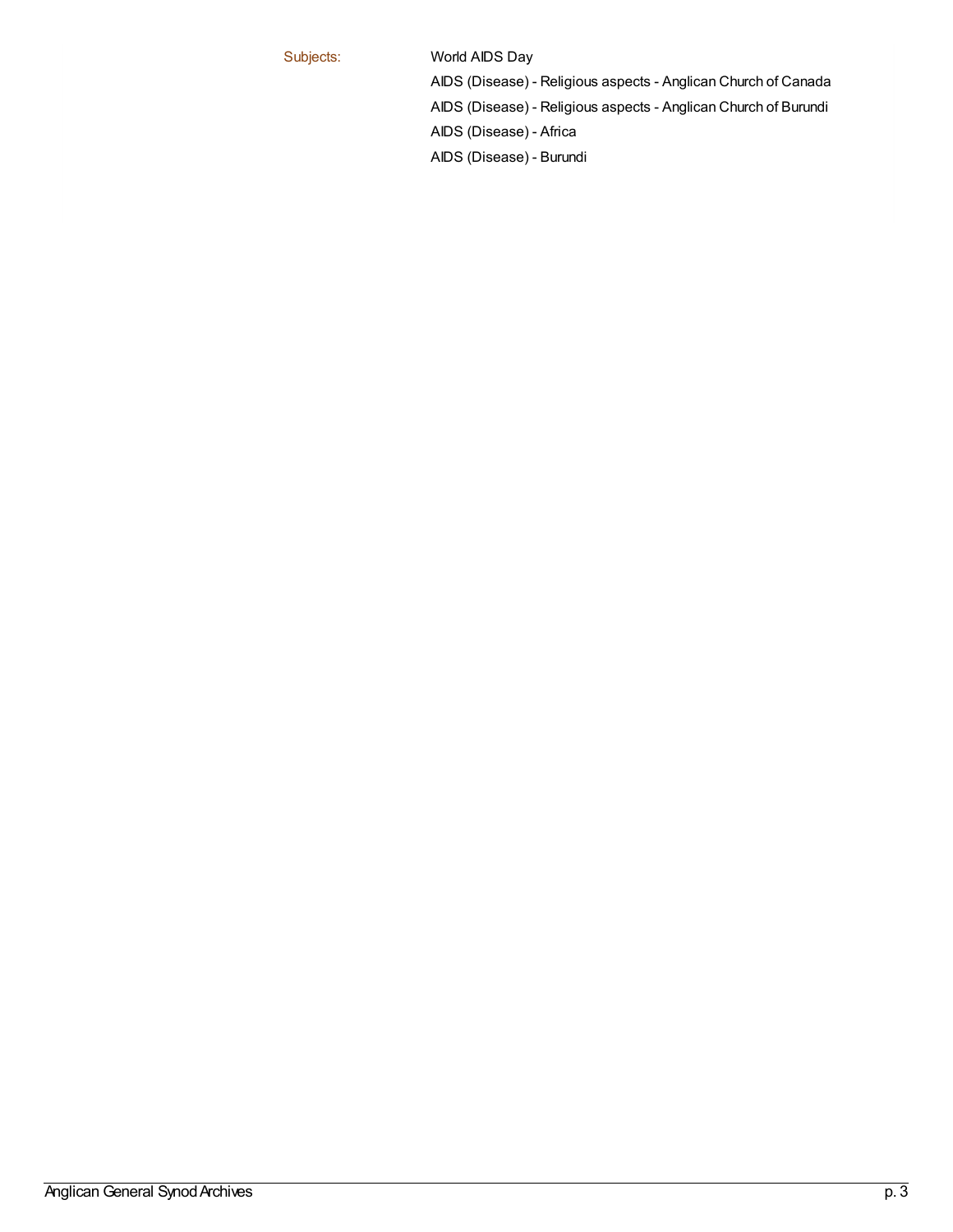| | |
|---|---|
| Subjects: | World AIDS Day |
| | AIDS (Disease) - Religious aspects - Anglican Church of Canada |
| | AIDS (Disease) - Religious aspects - Anglican Church of Burundi |
| | AIDS (Disease) - Africa |
| | AIDS (Disease) - Burundi |